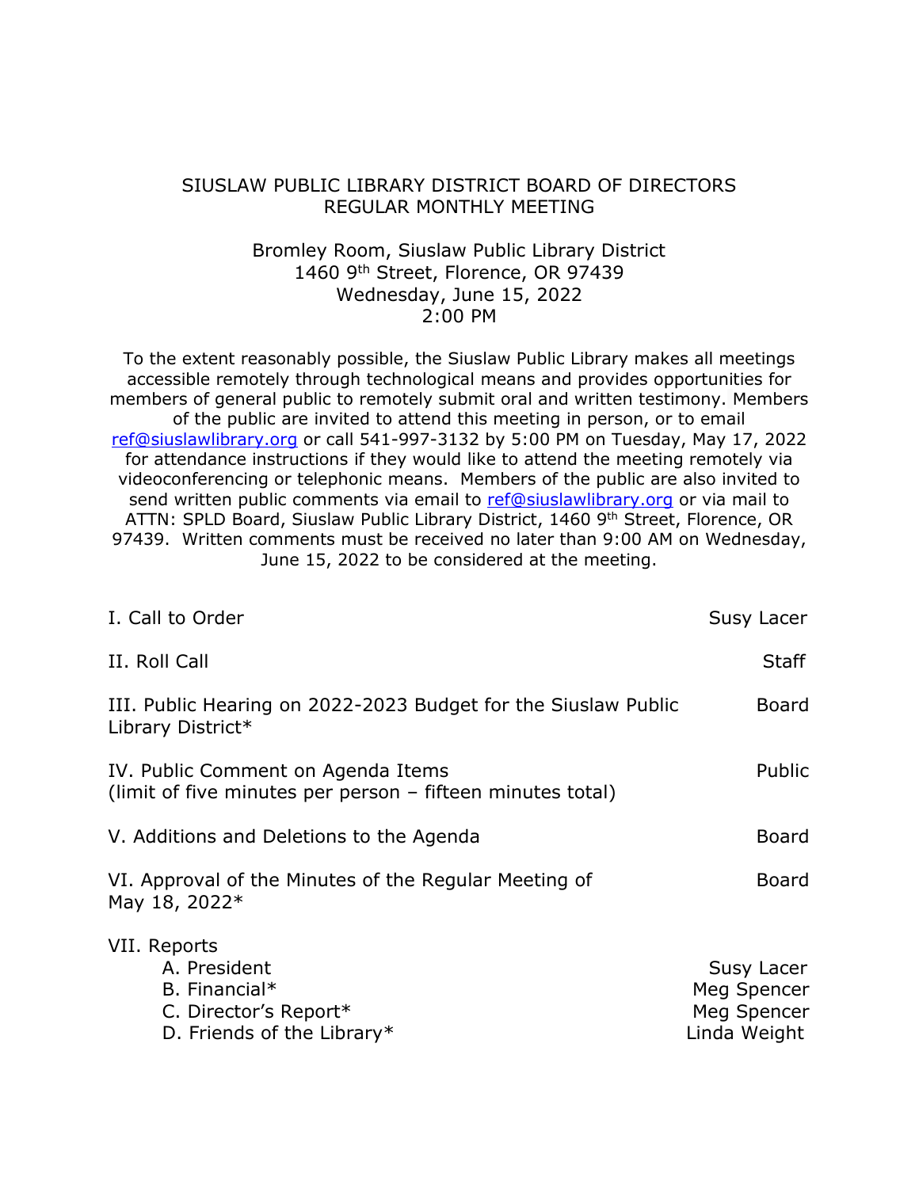# SIUSLAW PUBLIC LIBRARY DISTRICT BOARD OF DIRECTORS
## REGULAR MONTHLY MEETING

Bromley Room, Siuslaw Public Library District
1460 9th Street, Florence, OR 97439
Wednesday, June 15, 2022
2:00 PM

To the extent reasonably possible, the Siuslaw Public Library makes all meetings accessible remotely through technological means and provides opportunities for members of general public to remotely submit oral and written testimony. Members of the public are invited to attend this meeting in person, or to email ref@siuslawlibrary.org or call 541-997-3132 by 5:00 PM on Tuesday, May 17, 2022 for attendance instructions if they would like to attend the meeting remotely via videoconferencing or telephonic means. Members of the public are also invited to send written public comments via email to ref@siuslawlibrary.org or via mail to ATTN: SPLD Board, Siuslaw Public Library District, 1460 9th Street, Florence, OR 97439. Written comments must be received no later than 9:00 AM on Wednesday, June 15, 2022 to be considered at the meeting.

| | |
|---|---|
| I. Call to Order | Susy Lacer |
| II. Roll Call | Staff |
| III. Public Hearing on 2022-2023 Budget for the Siuslaw Public Library District* | Board |
| IV. Public Comment on Agenda Items (limit of five minutes per person – fifteen minutes total) | Public |
| V. Additions and Deletions to the Agenda | Board |
| VI. Approval of the Minutes of the Regular Meeting of May 18, 2022* | Board |
| VII. Reports | |
| A. President | Susy Lacer |
| B. Financial* | Meg Spencer |
| C. Director's Report* | Meg Spencer |
| D. Friends of the Library* | Linda Weight |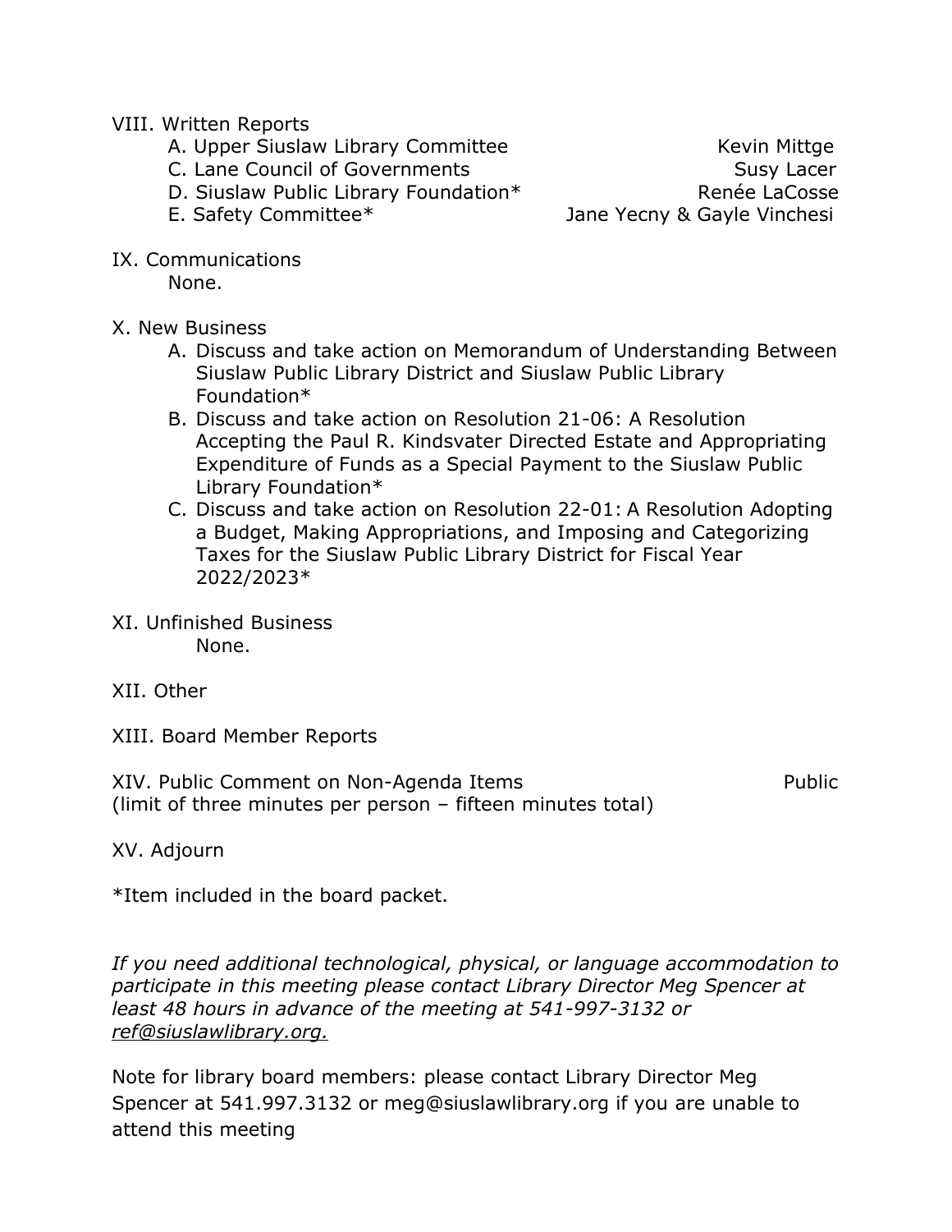VIII. Written Reports

- A. Upper Siuslaw Library Committee — Kevin Mittge
- C. Lane Council of Governments — Susy Lacer
- D. Siuslaw Public Library Foundation* — Renée LaCosse
- E. Safety Committee* — Jane Yecny & Gayle Vinchesi

IX. Communications

None.

X. New Business

- A. Discuss and take action on Memorandum of Understanding Between Siuslaw Public Library District and Siuslaw Public Library Foundation*
- B. Discuss and take action on Resolution 21-06: A Resolution Accepting the Paul R. Kindsvater Directed Estate and Appropriating Expenditure of Funds as a Special Payment to the Siuslaw Public Library Foundation*
- C. Discuss and take action on Resolution 22-01: A Resolution Adopting a Budget, Making Appropriations, and Imposing and Categorizing Taxes for the Siuslaw Public Library District for Fiscal Year 2022/2023*

XI. Unfinished Business

None.

XII. Other

XIII. Board Member Reports

XIV. Public Comment on Non-Agenda Items — Public
(limit of three minutes per person – fifteen minutes total)

XV. Adjourn

*Item included in the board packet.

*If you need additional technological, physical, or language accommodation to participate in this meeting please contact Library Director Meg Spencer at least 48 hours in advance of the meeting at 541-997-3132 or ref@siuslawlibrary.org.*

Note for library board members: please contact Library Director Meg Spencer at 541.997.3132 or meg@siuslawlibrary.org if you are unable to attend this meeting